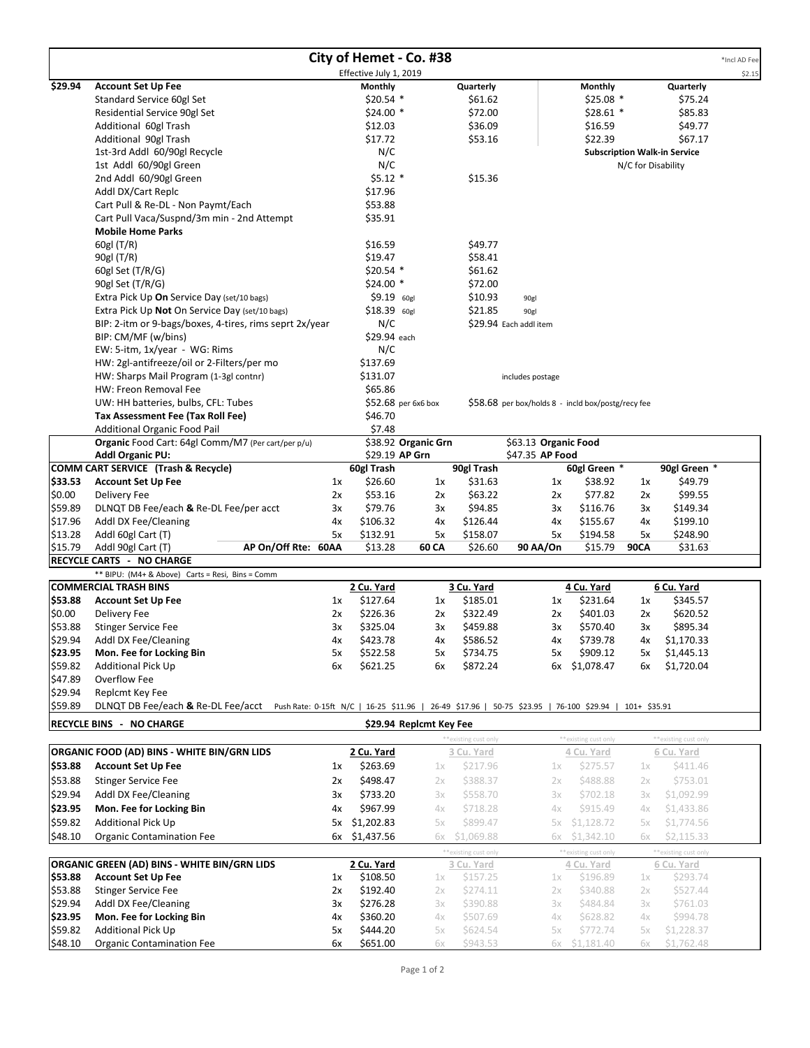# City of Hemet - Co. #38

Effective July 1, 2019

*Incl AD Fee $2.15

| | | Monthly | Quarterly | | Monthly | Quarterly |
|---|---|---|---|---|---|---|
| $29.94 | **Account Set Up Fee** | | | | | |
| | Standard Service 60gl Set | $20.54 * | $61.62 | | $25.08 * | $75.24 |
| | Residential Service 90gl Set | $24.00 * | $72.00 | | $28.61 * | $85.83 |
| | Additional 60gl Trash | $12.03 | $36.09 | | $16.59 | $49.77 |
| | Additional 90gl Trash | $17.72 | $53.16 | | $22.39 | $67.17 |
| | 1st-3rd Addl 60/90gl Recycle | N/C | | | **Subscription Walk-in Service** | |
| | 1st Addl 60/90gl Green | N/C | | | N/C for Disability | |
| | 2nd Addl 60/90gl Green | $5.12 * | $15.36 | | | |
| | Addl DX/Cart Replc | $17.96 | | | | |
| | Cart Pull & Re-DL - Non Paymt/Each | $53.88 | | | | |
| | Cart Pull Vaca/Suspnd/3m min - 2nd Attempt | $35.91 | | | | |
| | **Mobile Home Parks** | | | | | |
| | 60gl (T/R) | $16.59 | $49.77 | | | |
| | 90gl (T/R) | $19.47 | $58.41 | | | |
| | 60gl Set (T/R/G) | $20.54 * | $61.62 | | | |
| | 90gl Set (T/R/G) | $24.00 * | $72.00 | | | |
| | Extra Pick Up **On** Service Day (set/10 bags) | $9.19 60gl | $10.93 | 90gl | | |
| | Extra Pick Up **Not** On Service Day (set/10 bags) | $18.39 60gl | $21.85 | 90gl | | |
| | BIP: 2-itm or 9-bags/boxes, 4-tires, rims seprt 2x/year | N/C | $29.94 Each addl item | | | |
| | BIP: CM/MF (w/bins) | $29.94 each | | | | |
| | EW: 5-itm, 1x/year - WG: Rims | N/C | | | | |
| | HW: 2gl-antifreeze/oil or 2-Filters/per mo | $137.69 | | | | |
| | HW: Sharps Mail Program (1-3gl contnr) | $131.07 | | includes postage | | |
| | HW: Freon Removal Fee | $65.86 | | | | |
| | UW: HH batteries, bulbs, CFL: Tubes | $52.68 per 6x6 box | $58.68 per box/holds 8 - incld box/postg/recy fee | | | |
| | **Tax Assessment Fee (Tax Roll Fee)** | $46.70 | | | | |
| | Additional Organic Food Pail | $7.48 | | | | |
| | **Organic** Food Cart: 64gl Comm/M7 (Per cart/per p/u) | $38.92 **Organic Grn** | | $63.13 **Organic Food** | | |
| | **Addl Organic PU:** | $29.19 **AP Grn** | | $47.35 **AP Food** | | |

| | **COMM CART SERVICE (Trash & Recycle)** | | **60gl Trash** | | **90gl Trash** | | **60gl Green *** | | **90gl Green *** |
|---|---|---|---|---|---|---|---|---|---|
| $33.53 | **Account Set Up Fee** | 1x | $26.60 | 1x | $31.63 | 1x | $38.92 | 1x | $49.79 |
| $0.00 | Delivery Fee | 2x | $53.16 | 2x | $63.22 | 2x | $77.82 | 2x | $99.55 |
| $59.89 | DLNQT DB Fee/each **&** Re-DL Fee/per acct | 3x | $79.76 | 3x | $94.85 | 3x | $116.76 | 3x | $149.34 |
| $17.96 | Addl DX Fee/Cleaning | 4x | $106.32 | 4x | $126.44 | 4x | $155.67 | 4x | $199.10 |
| $13.28 | Addl 60gl Cart (T) | 5x | $132.91 | 5x | $158.07 | 5x | $194.58 | 5x | $248.90 |
| $15.79 | Addl 90gl Cart (T) AP On/Off Rte: | 60AA | $13.28 | 60 CA | $26.60 | 90 AA/On | $15.79 | 90CA | $31.63 |

**RECYCLE CARTS - NO CHARGE**

** BIPU: (M4+ & Above) Carts = Resi, Bins = Comm

| | **COMMERCIAL TRASH BINS** | | **2 Cu. Yard** | | **3 Cu. Yard** | | **4 Cu. Yard** | | **6 Cu. Yard** |
|---|---|---|---|---|---|---|---|---|---|
| $53.88 | **Account Set Up Fee** | 1x | $127.64 | 1x | $185.01 | 1x | $231.64 | 1x | $345.57 |
| $0.00 | Delivery Fee | 2x | $226.36 | 2x | $322.49 | 2x | $401.03 | 2x | $620.52 |
| $53.88 | Stinger Service Fee | 3x | $325.04 | 3x | $459.88 | 3x | $570.40 | 3x | $895.34 |
| $29.94 | Addl DX Fee/Cleaning | 4x | $423.78 | 4x | $586.52 | 4x | $739.78 | 4x | $1,170.33 |
| $23.95 | **Mon. Fee for Locking Bin** | 5x | $522.58 | 5x | $734.75 | 5x | $909.12 | 5x | $1,445.13 |
| $59.82 | Additional Pick Up | 6x | $621.25 | 6x | $872.24 | 6x | $1,078.47 | 6x | $1,720.04 |
| $47.89 | Overflow Fee | | | | | | | | |
| $29.94 | Replcmt Key Fee | | | | | | | | |
| $59.89 | DLNQT DB Fee/each **&** Re-DL Fee/acct | | | | | | | | |

Push Rate: 0-15ft N/C | 16-25 $11.96 | 26-49 $17.96 | 50-75 $23.95 | 76-100 $29.94 | 101+ $35.91

**RECYCLE BINS - NO CHARGE** — $29.94 Replcmt Key Fee

| | **ORGANIC FOOD (AD) BINS - WHITE BIN/GRN LIDS** | | **2 Cu. Yard** | | 3 Cu. Yard (**existing cust only) | | 4 Cu. Yard (**existing cust only) | | 6 Cu. Yard (**existing cust only) |
|---|---|---|---|---|---|---|---|---|---|
| $53.88 | **Account Set Up Fee** | 1x | $263.69 | 1x | $217.96 | 1x | $275.57 | 1x | $411.46 |
| $53.88 | Stinger Service Fee | 2x | $498.47 | 2x | $388.37 | 2x | $488.88 | 2x | $753.01 |
| $29.94 | Addl DX Fee/Cleaning | 3x | $733.20 | 3x | $558.70 | 3x | $702.18 | 3x | $1,092.99 |
| $23.95 | **Mon. Fee for Locking Bin** | 4x | $967.99 | 4x | $718.28 | 4x | $915.49 | 4x | $1,433.86 |
| $59.82 | Additional Pick Up | 5x | $1,202.83 | 5x | $899.47 | 5x | $1,128.72 | 5x | $1,774.56 |
| $48.10 | Organic Contamination Fee | 6x | $1,437.56 | 6x | $1,069.88 | 6x | $1,342.10 | 6x | $2,115.33 |

| | **ORGANIC GREEN (AD) BINS - WHITE BIN/GRN LIDS** | | **2 Cu. Yard** | | 3 Cu. Yard (**existing cust only) | | 4 Cu. Yard (**existing cust only) | | 6 Cu. Yard (**existing cust only) |
|---|---|---|---|---|---|---|---|---|---|
| $53.88 | **Account Set Up Fee** | 1x | $108.50 | 1x | $157.25 | 1x | $196.89 | 1x | $293.74 |
| $53.88 | Stinger Service Fee | 2x | $192.40 | 2x | $274.11 | 2x | $340.88 | 2x | $527.44 |
| $29.94 | Addl DX Fee/Cleaning | 3x | $276.28 | 3x | $390.88 | 3x | $484.84 | 3x | $761.03 |
| $23.95 | **Mon. Fee for Locking Bin** | 4x | $360.20 | 4x | $507.69 | 4x | $628.82 | 4x | $994.78 |
| $59.82 | Additional Pick Up | 5x | $444.20 | 5x | $624.54 | 5x | $772.74 | 5x | $1,228.37 |
| $48.10 | Organic Contamination Fee | 6x | $651.00 | 6x | $943.53 | 6x | $1,181.40 | 6x | $1,762.48 |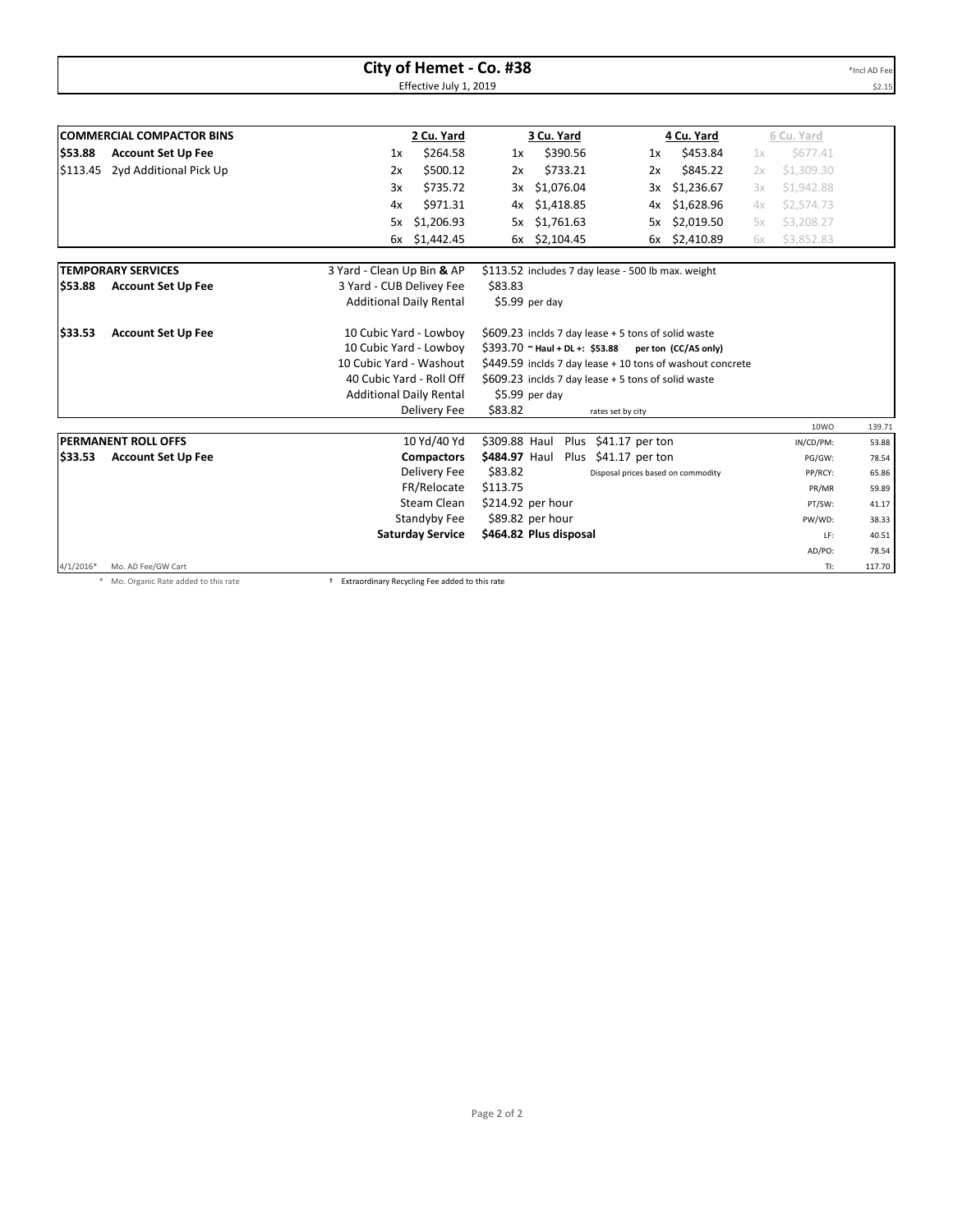# City of Hemet - Co. #38

Effective July 1, 2019

*Incl AD Fee $2.15

| COMMERCIAL COMPACTOR BINS | | 2 Cu. Yard | | 3 Cu. Yard | | 4 Cu. Yard | | 6 Cu. Yard | |
|---|---|---|---|---|---|---|---|---|---|
| **$53.88** | **Account Set Up Fee** | 1x | $264.58 | 1x | $390.56 | 1x | $453.84 | 1x | $677.41 |
| $113.45 | 2yd Additional Pick Up | 2x | $500.12 | 2x | $733.21 | 2x | $845.22 | 2x | $1,309.30 |
| | | 3x | $735.72 | 3x | $1,076.04 | 3x | $1,236.67 | 3x | $1,942.88 |
| | | 4x | $971.31 | 4x | $1,418.85 | 4x | $1,628.96 | 4x | $2,574.73 |
| | | 5x | $1,206.93 | 5x | $1,761.63 | 5x | $2,019.50 | 5x | $3,208.27 |
| | | 6x | $1,442.45 | 6x | $2,104.45 | 6x | $2,410.89 | 6x | $3,852.83 |

| TEMPORARY SERVICES | | | |
|---|---|---|---|
| **$53.88** | **Account Set Up Fee** | 3 Yard - Clean Up Bin **&** AP | $113.52 includes 7 day lease - 500 lb max. weight |
| | | 3 Yard - CUB Delivey Fee | $83.83 |
| | | Additional Daily Rental | $5.99 per day |
| **$33.53** | **Account Set Up Fee** | 10 Cubic Yard - Lowboy | $609.23 inclds 7 day lease + 5 tons of solid waste |
| | | 10 Cubic Yard - Lowboy | $393.70 ~ Haul + DL +: $53.88 per ton (CC/AS only) |
| | | 10 Cubic Yard - Washout | $449.59 inclds 7 day lease + 10 tons of washout concrete |
| | | 40 Cubic Yard - Roll Off | $609.23 inclds 7 day lease + 5 tons of solid waste |
| | | Additional Daily Rental | $5.99 per day |
| | | Delivery Fee | $83.82 rates set by city |

| PERMANENT ROLL OFFS | | | | | |
|---|---|---|---|---|---|
| | | | | 10WO | 139.71 |
| **$33.53** | **Account Set Up Fee** | 10 Yd/40 Yd | $309.88 Haul Plus $41.17 per ton | IN/CD/PM: | 53.88 |
| | | **Compactors** | **$484.97** Haul Plus $41.17 per ton | PG/GW: | 78.54 |
| | | Delivery Fee | $83.82 Disposal prices based on commodity | PP/RCY: | 65.86 |
| | | FR/Relocate | $113.75 | PR/MR | 59.89 |
| | | Steam Clean | $214.92 per hour | PT/SW: | 41.17 |
| | | Standyby Fee | $89.82 per hour | PW/WD: | 38.33 |
| | | **Saturday Service** | **$464.82 Plus disposal** | LF: | 40.51 |
| | | | | AD/PO: | 78.54 |
| 4/1/2016* | Mo. AD Fee/GW Cart | | | TI: | 117.70 |

\* Mo. Organic Rate added to this rate

† Extraordinary Recycling Fee added to this rate